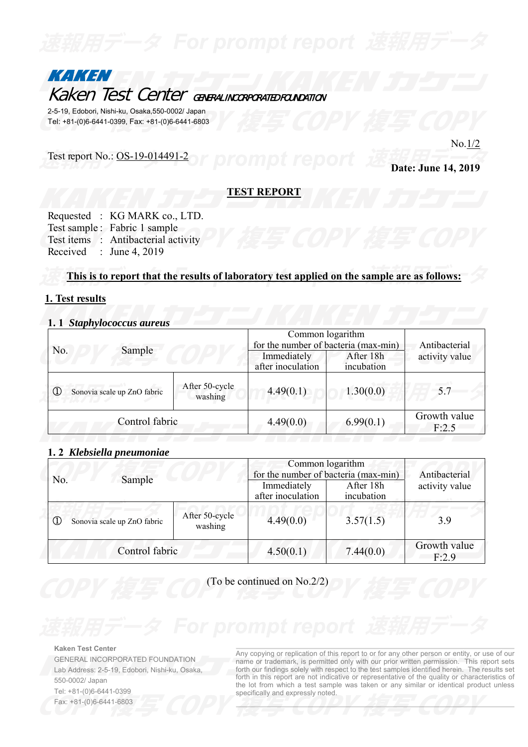**KAKEN**

Kaken Test Center GENERAL INCORPORATED FOUNDATION

2-5-19, Edobori, Nishi-ku, Osaka,550-0002/ Japan
Tel: +81-(0)6-6441-0399, Fax: +81-(0)6-6441-6803

Test report No.: OS-19-014491-2

**Date: June 14, 2019**

# TEST REPORT

Requested : KG MARK co., LTD.
Test sample : Fabric 1 sample
Test items : Antibacterial activity
Received : June 4, 2019

**This is to report that the results of laboratory test applied on the sample are as follows:**

## 1. Test results

### 1. 1 *Staphylococcus aureus*

| No. | Sample | | Common logarithm for the number of bacteria (max-min) | | Antibacterial activity value |
|---|---|---|---|---|---|
| | | | Immediately after inoculation | After 18h incubation | |
| ① | Sonovia scale up ZnO fabric | After 50-cycle washing | 4.49(0.1) | 1.30(0.0) | 5.7 |
| | Control fabric | | 4.49(0.0) | 6.99(0.1) | Growth value F:2.5 |

### 1. 2 *Klebsiella pneumoniae*

| No. | Sample | | Common logarithm for the number of bacteria (max-min) | | Antibacterial activity value |
|---|---|---|---|---|---|
| | | | Immediately after inoculation | After 18h incubation | |
| ① | Sonovia scale up ZnO fabric | After 50-cycle washing | 4.49(0.0) | 3.57(1.5) | 3.9 |
| | Control fabric | | 4.50(0.1) | 7.44(0.0) | Growth value F:2.9 |

(To be continued on No.2/2)

Kaken Test Center
GENERAL INCORPORATED FOUNDATION
Lab Address: 2-5-19, Edobori, Nishi-ku, Osaka, 550-0002/ Japan
Tel: +81-(0)6-6441-0399
Fax: +81-(0)6-6441-6803

Any copying or replication of this report to or for any other person or entity, or use of our name or trademark, is permitted only with our prior written permission. This report sets forth our findings solely with respect to the test samples identified herein. The results set forth in this report are not indicative or representative of the quality or characteristics of the lot from which a test sample was taken or any similar or identical product unless specifically and expressly noted.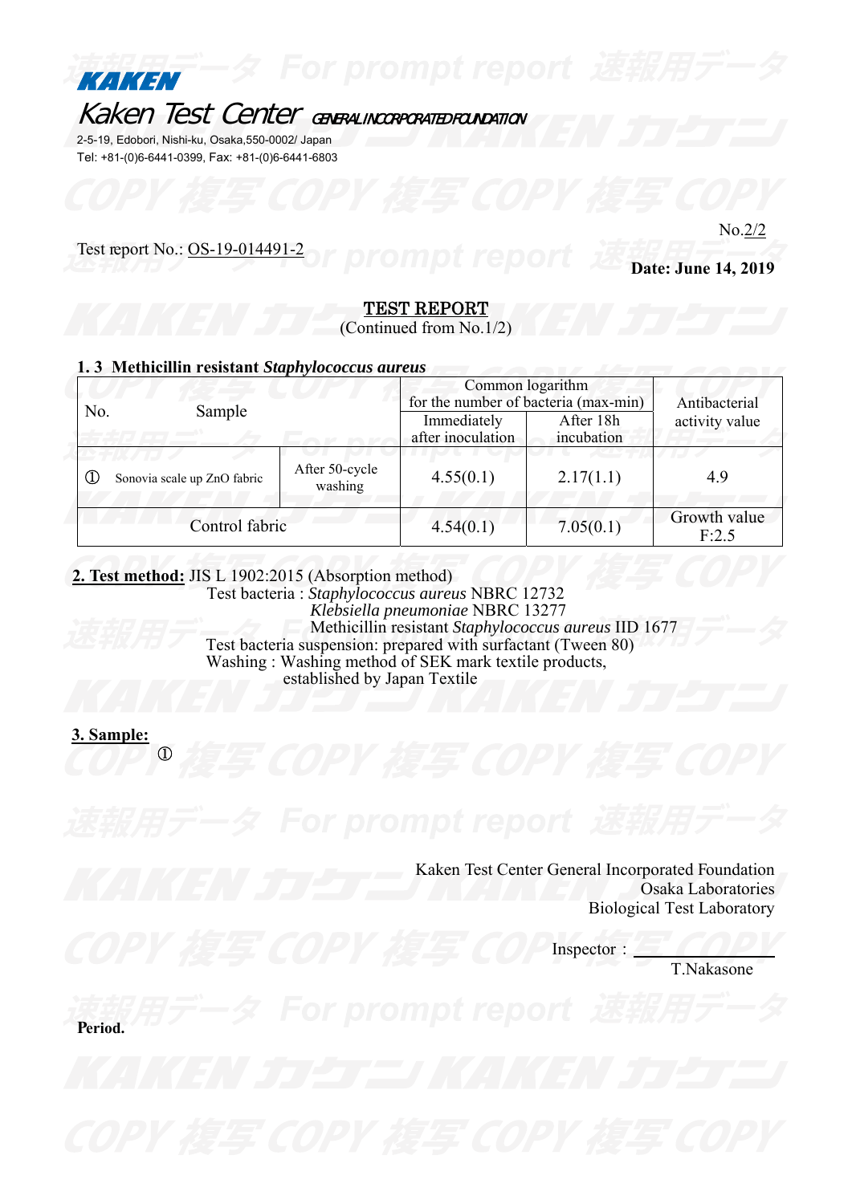**KAKEN**

Kaken Test Center GENERAL INCORPORATED FOUNDATION

2-5-19, Edobori, Nishi-ku, Osaka,550-0002/ Japan

Tel: +81-(0)6-6441-0399, Fax: +81-(0)6-6441-6803

No.2/2

Test report No.: OS-19-014491-2

**Date: June 14, 2019**

# TEST REPORT

(Continued from No.1/2)

### 1. 3 Methicillin resistant *Staphylococcus aureus*

| No. | Sample | | Common logarithm for the number of bacteria (max-min) | | Antibacterial activity value |
|---|---|---|---|---|---|
| | | | Immediately after inoculation | After 18h incubation | |
| ① | Sonovia scale up ZnO fabric | After 50-cycle washing | 4.55(0.1) | 2.17(1.1) | 4.9 |
| Control fabric | | | 4.54(0.1) | 7.05(0.1) | Growth value F:2.5 |

**2. Test method:** JIS L 1902:2015 (Absorption method)

Test bacteria : *Staphylococcus aureus* NBRC 12732

*Klebsiella pneumoniae* NBRC 13277

Methicillin resistant *Staphylococcus aureus* IID 1677

Test bacteria suspension: prepared with surfactant (Tween 80)

Washing : Washing method of SEK mark textile products, established by Japan Textile

**3. Sample:**

①

Kaken Test Center General Incorporated Foundation

Osaka Laboratories

Biological Test Laboratory

Inspector : 

T.Nakasone

**Period.**